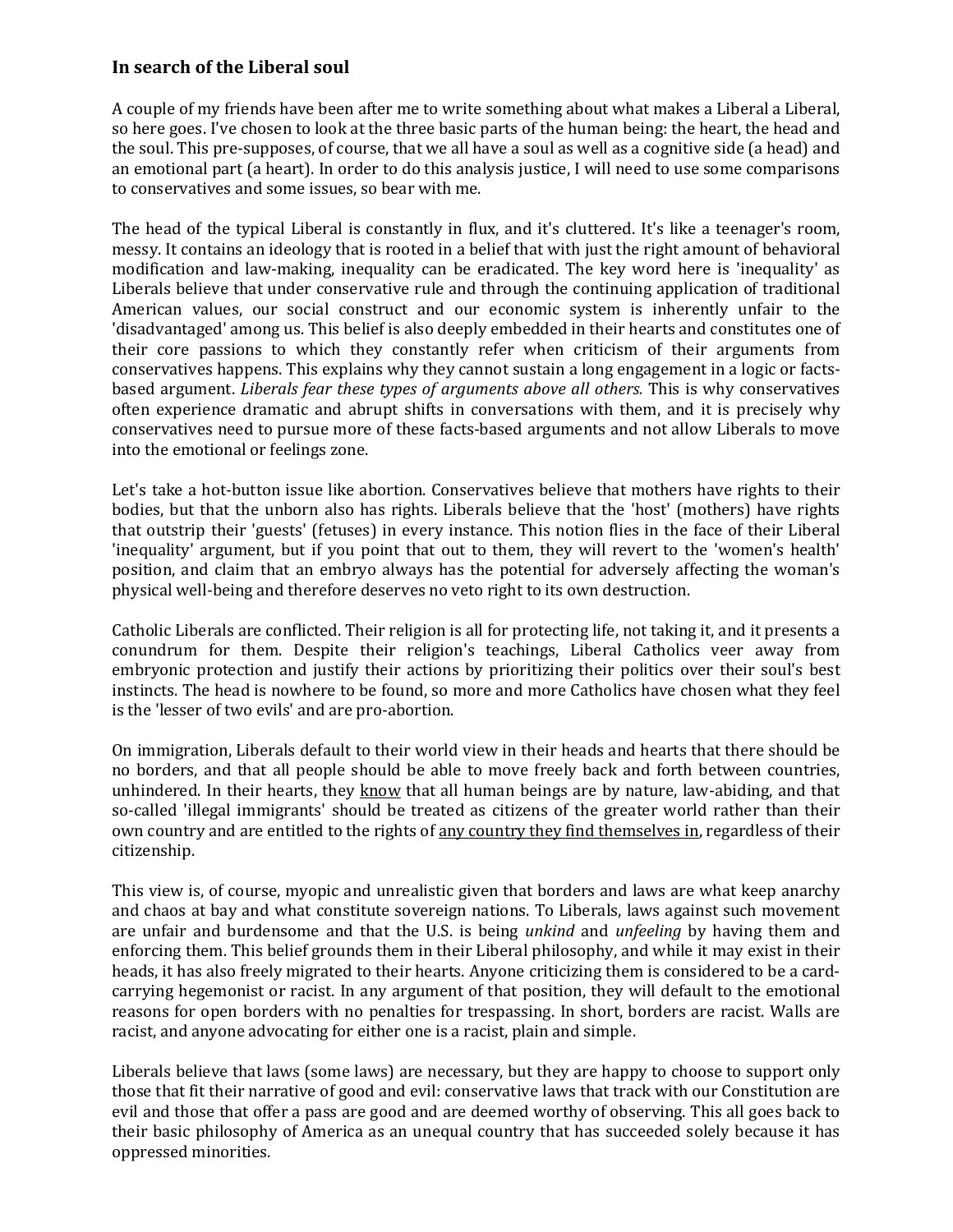### **In search of the Liberal soul**

A couple of my friends have been after me to write something about what makes a Liberal a Liberal, so here goes. I've chosen to look at the three basic parts of the human being: the heart, the head and the soul. This pre-supposes, of course, that we all have a soul as well as a cognitive side (a head) and an emotional part (a heart). In order to do this analysis justice, I will need to use some comparisons to conservatives and some issues, so bear with me.

The head of the typical Liberal is constantly in flux, and it's cluttered. It's like a teenager's room, messy. It contains an ideology that is rooted in a belief that with just the right amount of behavioral modification and law-making, inequality can be eradicated. The key word here is 'inequality' as Liberals believe that under conservative rule and through the continuing application of traditional American values, our social construct and our economic system is inherently unfair to the 'disadvantaged' among us. This belief is also deeply embedded in their hearts and constitutes one of their core passions to which they constantly refer when criticism of their arguments from conservatives happens. This explains why they cannot sustain a long engagement in a logic or facts-based argument. *Liberals fear these types of arguments above all others.* This is why conservatives often experience dramatic and abrupt shifts in conversations with them, and it is precisely why conservatives need to pursue more of these facts-based arguments and not allow Liberals to move into the emotional or feelings zone.

Let's take a hot-button issue like abortion. Conservatives believe that mothers have rights to their bodies, but that the unborn also has rights. Liberals believe that the 'host' (mothers) have rights that outstrip their 'guests' (fetuses) in every instance. This notion flies in the face of their Liberal 'inequality' argument, but if you point that out to them, they will revert to the 'women's health' position, and claim that an embryo always has the potential for adversely affecting the woman's physical well-being and therefore deserves no veto right to its own destruction.

Catholic Liberals are conflicted. Their religion is all for protecting life, not taking it, and it presents a conundrum for them. Despite their religion's teachings, Liberal Catholics veer away from embryonic protection and justify their actions by prioritizing their politics over their soul's best instincts. The head is nowhere to be found, so more and more Catholics have chosen what they feel is the 'lesser of two evils' and are pro-abortion.

On immigration, Liberals default to their world view in their heads and hearts that there should be no borders, and that all people should be able to move freely back and forth between countries, unhindered. In their hearts, they <u>know</u> that all human beings are by nature, law-abiding, and that so-called 'illegal immigrants' should be treated as citizens of the greater world rather than their own country and are entitled to the rights of <u>any country they find themselves in</u>, regardless of their citizenship.

This view is, of course, myopic and unrealistic given that borders and laws are what keep anarchy and chaos at bay and what constitute sovereign nations. To Liberals, laws against such movement are unfair and burdensome and that the U.S. is being *unkind* and *unfeeling* by having them and enforcing them. This belief grounds them in their Liberal philosophy, and while it may exist in their heads, it has also freely migrated to their hearts. Anyone criticizing them is considered to be a card-carrying hegemonist or racist. In any argument of that position, they will default to the emotional reasons for open borders with no penalties for trespassing. In short, borders are racist. Walls are racist, and anyone advocating for either one is a racist, plain and simple.

Liberals believe that laws (some laws) are necessary, but they are happy to choose to support only those that fit their narrative of good and evil: conservative laws that track with our Constitution are evil and those that offer a pass are good and are deemed worthy of observing. This all goes back to their basic philosophy of America as an unequal country that has succeeded solely because it has oppressed minorities.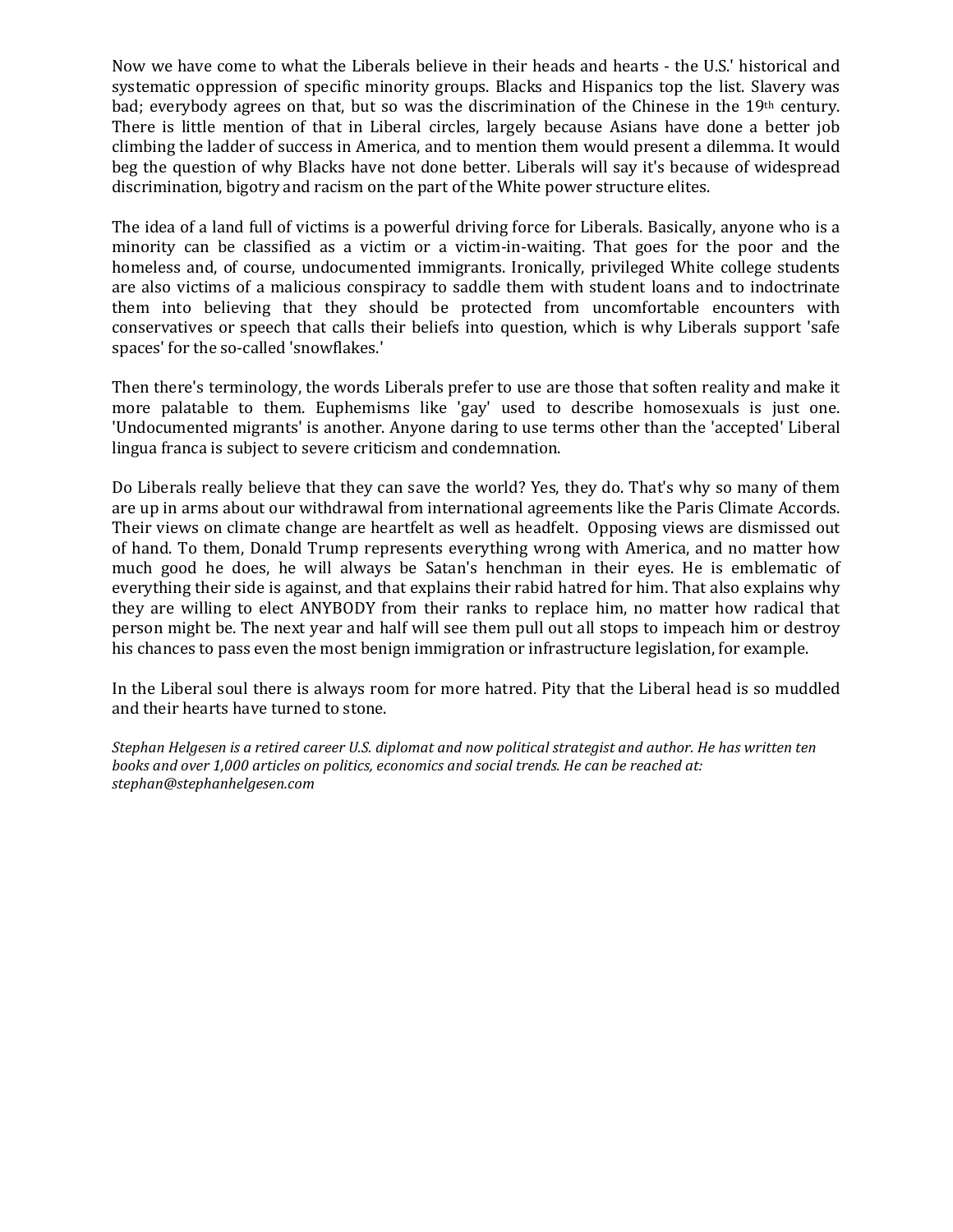Now we have come to what the Liberals believe in their heads and hearts - the U.S.' historical and systematic oppression of specific minority groups. Blacks and Hispanics top the list. Slavery was bad; everybody agrees on that, but so was the discrimination of the Chinese in the 19th century. There is little mention of that in Liberal circles, largely because Asians have done a better job climbing the ladder of success in America, and to mention them would present a dilemma. It would beg the question of why Blacks have not done better. Liberals will say it's because of widespread discrimination, bigotry and racism on the part of the White power structure elites.

The idea of a land full of victims is a powerful driving force for Liberals. Basically, anyone who is a minority can be classified as a victim or a victim-in-waiting. That goes for the poor and the homeless and, of course, undocumented immigrants. Ironically, privileged White college students are also victims of a malicious conspiracy to saddle them with student loans and to indoctrinate them into believing that they should be protected from uncomfortable encounters with conservatives or speech that calls their beliefs into question, which is why Liberals support 'safe spaces' for the so-called 'snowflakes.'

Then there's terminology, the words Liberals prefer to use are those that soften reality and make it more palatable to them. Euphemisms like 'gay' used to describe homosexuals is just one. 'Undocumented migrants' is another. Anyone daring to use terms other than the 'accepted' Liberal lingua franca is subject to severe criticism and condemnation.

Do Liberals really believe that they can save the world? Yes, they do. That's why so many of them are up in arms about our withdrawal from international agreements like the Paris Climate Accords. Their views on climate change are heartfelt as well as headfelt. Opposing views are dismissed out of hand. To them, Donald Trump represents everything wrong with America, and no matter how much good he does, he will always be Satan's henchman in their eyes. He is emblematic of everything their side is against, and that explains their rabid hatred for him. That also explains why they are willing to elect ANYBODY from their ranks to replace him, no matter how radical that person might be. The next year and half will see them pull out all stops to impeach him or destroy his chances to pass even the most benign immigration or infrastructure legislation, for example.

In the Liberal soul there is always room for more hatred. Pity that the Liberal head is so muddled and their hearts have turned to stone.

*Stephan Helgesen is a retired career U.S. diplomat and now political strategist and author. He has written ten books and over 1,000 articles on politics, economics and social trends. He can be reached at: stephan@stephanhelgesen.com*